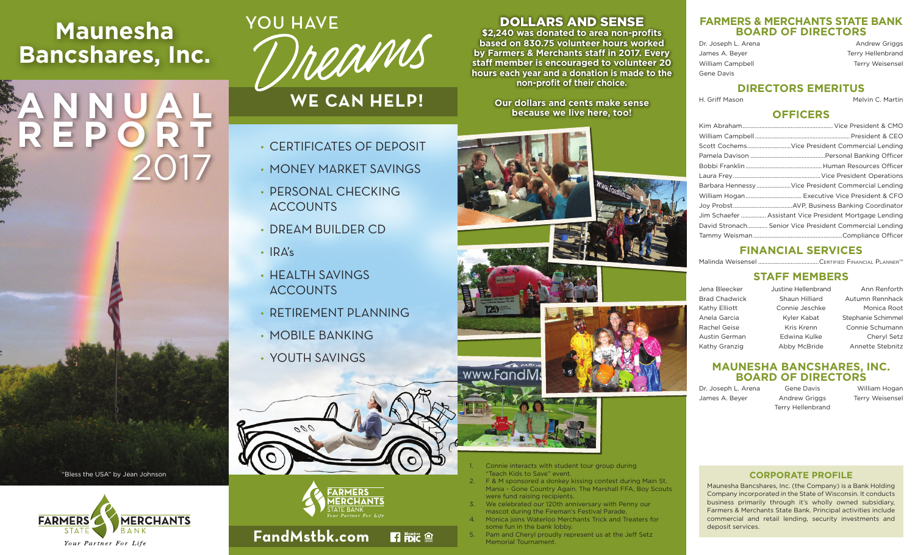# Maunesha Bancshares, Inc.

# ANNUAL REPORT 2017

"Bless the USA" by Jean Johnson

FARMERS & MERCHANTS STATE BANK
*Your Partner For Life*

## YOU HAVE *Dreams*

## WE CAN HELP!

- CERTIFICATES OF DEPOSIT
- MONEY MARKET SAVINGS
- PERSONAL CHECKING ACCOUNTS
- DREAM BUILDER CD
- IRA's
- HEALTH SAVINGS ACCOUNTS
- RETIREMENT PLANNING
- MOBILE BANKING
- YOUTH SAVINGS

FARMERS MERCHANTS STATE BANK
*Your Partner For Life*

**FandMstbk.com**

## DOLLARS AND SENSE

**$2,240 was donated to area non-profits based on 830.75 volunteer hours worked by Farmers & Merchants staff in 2017. Every staff member is encouraged to volunteer 20 hours each year and a donation is made to the non-profit of their choice.**

**Our dollars and cents make sense because we live here, too!**

1. Connie interacts with student tour group during "Teach Kids to Save" event.
2. F & M sponsored a donkey kissing contest during Main St. Mania - Gone Country Again. The Marshall FFA, Boy Scouts were fund raising recipients.
3. We celebrated our 120th anniversary with Penny our mascot during the Fireman's Festival Parade.
4. Monica joins Waterloo Merchants Trick and Treaters for some fun in the bank lobby.
5. Pam and Cheryl proudly represent us at the Jeff Setz Memorial Tournament.

## FARMERS & MERCHANTS STATE BANK BOARD OF DIRECTORS

Dr. Joseph L. Arena, James A. Beyer, William Campbell, Gene Davis, Andrew Griggs, Terry Hellenbrand, Terry Weisensel

## DIRECTORS EMERITUS

H. Griff Mason, Melvin C. Martin

## OFFICERS

| Name | Title |
|---|---|
| Kim Abraham | Vice President & CMO |
| William Campbell | President & CEO |
| Scott Cochems | Vice President Commercial Lending |
| Pamela Davison | Personal Banking Officer |
| Bobbi Franklin | Human Resources Officer |
| Laura Frey | Vice President Operations |
| Barbara Hennessy | Vice President Commercial Lending |
| William Hogan | Executive Vice President & CFO |
| Joy Probst | AVP, Business Banking Coordinator |
| Jim Schaefer | Assistant Vice President Mortgage Lending |
| David Stronach | Senior Vice President Commercial Lending |
| Tammy Weisman | Compliance Officer |

## FINANCIAL SERVICES

Malinda Weisensel ........ Certified Financial Planner™

## STAFF MEMBERS

| | | |
|---|---|---|
| Jena Bleecker | Justine Hellenbrand | Ann Renforth |
| Brad Chadwick | Shaun Hilliard | Autumn Rennhack |
| Kathy Elliott | Connie Jeschke | Monica Root |
| Anela Garcia | Kyler Kabat | Stephanie Schimmel |
| Rachel Geise | Kris Krenn | Connie Schumann |
| Austin German | Edwina Kulke | Cheryl Setz |
| Kathy Granzig | Abby McBride | Annette Stebnitz |

## MAUNESHA BANCSHARES, INC. BOARD OF DIRECTORS

Dr. Joseph L. Arena, James A. Beyer, Gene Davis, Andrew Griggs, Terry Hellenbrand, William Hogan, Terry Weisensel

## CORPORATE PROFILE

Maunesha Bancshares, Inc. (the Company) is a Bank Holding Company incorporated in the State of Wisconsin. It conducts business primarily through it's wholly owned subsidiary, Farmers & Merchants State Bank. Principal activities include commercial and retail lending, security investments and deposit services.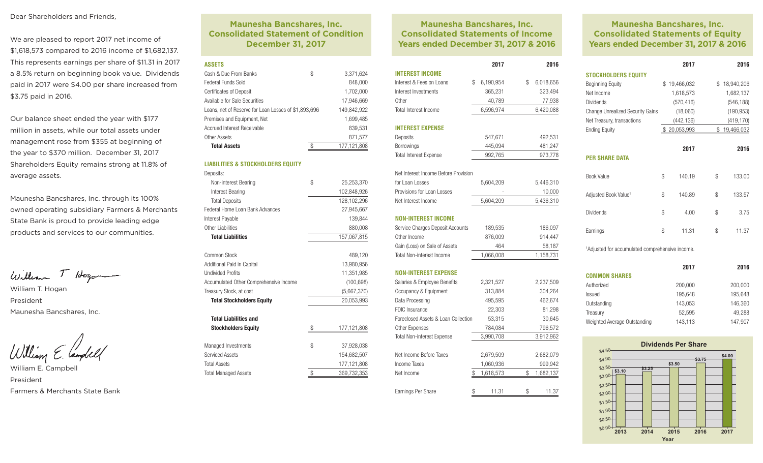Dear Shareholders and Friends,

We are pleased to report 2017 net income of $1,618,573 compared to 2016 income of $1,682,137. This represents earnings per share of $11.31 in 2017 a 8.5% return on beginning book value. Dividends paid in 2017 were $4.00 per share increased from $3.75 paid in 2016.

Our balance sheet ended the year with $177 million in assets, while our total assets under management rose from $355 at beginning of the year to $370 million. December 31, 2017 Shareholders Equity remains strong at 11.8% of average assets.

Maunesha Bancshares, Inc. through its 100% owned operating subsidiary Farmers & Merchants State Bank is proud to provide leading edge products and services to our communities.

William T. Hogan
President
Maunesha Bancshares, Inc.

William E. Campbell
President
Farmers & Merchants State Bank

## Maunesha Bancshares, Inc. Consolidated Statement of Condition December 31, 2017

| | | |
|---|---|---|
| **ASSETS** | | |
| Cash & Due From Banks | $ | 3,371,624 |
| Federal Funds Sold | | 848,000 |
| Certificates of Deposit | | 1,702,000 |
| Available for Sale Securities | | 17,946,669 |
| Loans, net of Reserve for Loan Losses of $1,893,696 | | 149,842,922 |
| Premises and Equipment, Net | | 1,699,485 |
| Accrued Interest Receivable | | 839,531 |
| Other Assets | | 871,577 |
| **Total Assets** | $ | 177,121,808 |
| **LIABILITIES & STOCKHOLDERS EQUITY** | | |
| Deposits: | | |
| Non-interest Bearing | $ | 25,253,370 |
| Interest Bearing | | 102,848,926 |
| Total Deposits | | 128,102,296 |
| Federal Home Loan Bank Advances | | 27,945,667 |
| Interest Payable | | 139,844 |
| Other Liabilities | | 880,008 |
| **Total Liabilities** | | 157,067,815 |
| Common Stock | | 489,120 |
| Additional Paid in Capital | | 13,980,956 |
| Undivided Profits | | 11,351,985 |
| Accumulated Other Comprehensive Income | | (100,698) |
| Treasury Stock, at cost | | (5,667,370) |
| **Total Stockholders Equity** | | 20,053,993 |
| **Total Liabilities and Stockholders Equity** | $ | 177,121,808 |
| Managed Investments | $ | 37,928,038 |
| Serviced Assets | | 154,682,507 |
| Total Assets | | 177,121,808 |
| Total Managed Assets | $ | 369,732,353 |

## Maunesha Bancshares, Inc. Consolidated Statements of Income Years ended December 31, 2017 & 2016

| | 2017 | 2016 |
|---|---|---|
| **INTEREST INCOME** | | |
| Interest & Fees on Loans | $ 6,190,954 | $ 6,018,656 |
| Interest Investments | 365,231 | 323,494 |
| Other | 40,789 | 77,938 |
| Total Interest Income | 6,596,974 | 6,420,088 |
| **INTEREST EXPENSE** | | |
| Deposits | 547,671 | 492,531 |
| Borrowings | 445,094 | 481,247 |
| Total Interest Expense | 992,765 | 973,778 |
| Net Interest Income Before Provision for Loan Losses | 5,604,209 | 5,446,310 |
| Provisions for Loan Losses | - | 10,000 |
| Net Interest Income | 5,604,209 | 5,436,310 |
| **NON-INTEREST INCOME** | | |
| Service Charges Deposit Accounts | 189,535 | 186,097 |
| Other Income | 876,009 | 914,447 |
| Gain (Loss) on Sale of Assets | 464 | 58,187 |
| Total Non-interest Income | 1,066,008 | 1,158,731 |
| **NON-INTEREST EXPENSE** | | |
| Salaries & Employee Benefits | 2,321,527 | 2,237,509 |
| Occupancy & Equipment | 313,884 | 304,264 |
| Data Processing | 495,595 | 462,674 |
| FDIC Insurance | 22,303 | 81,298 |
| Foreclosed Assets & Loan Collection | 53,315 | 30,645 |
| Other Expenses | 784,084 | 796,572 |
| Total Non-interest Expense | 3,990,708 | 3,912,962 |
| Net Income Before Taxes | 2,679,509 | 2,682,079 |
| Income Taxes | 1,060,936 | 999,942 |
| Net Income | $ 1,618,573 | $ 1,682,137 |
| Earnings Per Share | $ 11.31 | $ 11.37 |

## Maunesha Bancshares, Inc. Consolidated Statements of Equity Years ended December 31, 2017 & 2016

| | 2017 | 2016 |
|---|---|---|
| **STOCKHOLDERS EQUITY** | | |
| Beginning Equity | $ 19,466,032 | $ 18,940,206 |
| Net Income | 1,618,573 | 1,682,137 |
| Dividends | (570,416) | (546,188) |
| Change Unrealized Security Gains | (18,060) | (190,953) |
| Net Treasury, transactions | (442,136) | (419,170) |
| Ending Equity | $ 20,053,993 | $ 19,466,032 |

| **PER SHARE DATA** | 2017 | 2016 |
|---|---|---|
| Book Value | $ 140.19 | $ 133.00 |
| Adjusted Book Value[1] | $ 140.89 | $ 133.57 |
| Dividends | $ 4.00 | $ 3.75 |
| Earnings | $ 11.31 | $ 11.37 |

[1]Adjusted for accumulated comprehensive income.

| **COMMON SHARES** | 2017 | 2016 |
|---|---|---|
| Authorized | 200,000 | 200,000 |
| Issued | 195,648 | 195,648 |
| Outstanding | 143,053 | 146,360 |
| Treasury | 52,595 | 49,288 |
| Weighted Average Outstanding | 143,113 | 147,907 |

**Dividends Per Share**

$4.50 $4.00 $3.50 $3.00 $2.50 $2.00 $1.50 $1.00 $0.50 $0.00

$3.10 $3.25 $3.50 $3.75 $4.00

2013 2014 2015 2016 2017

Year